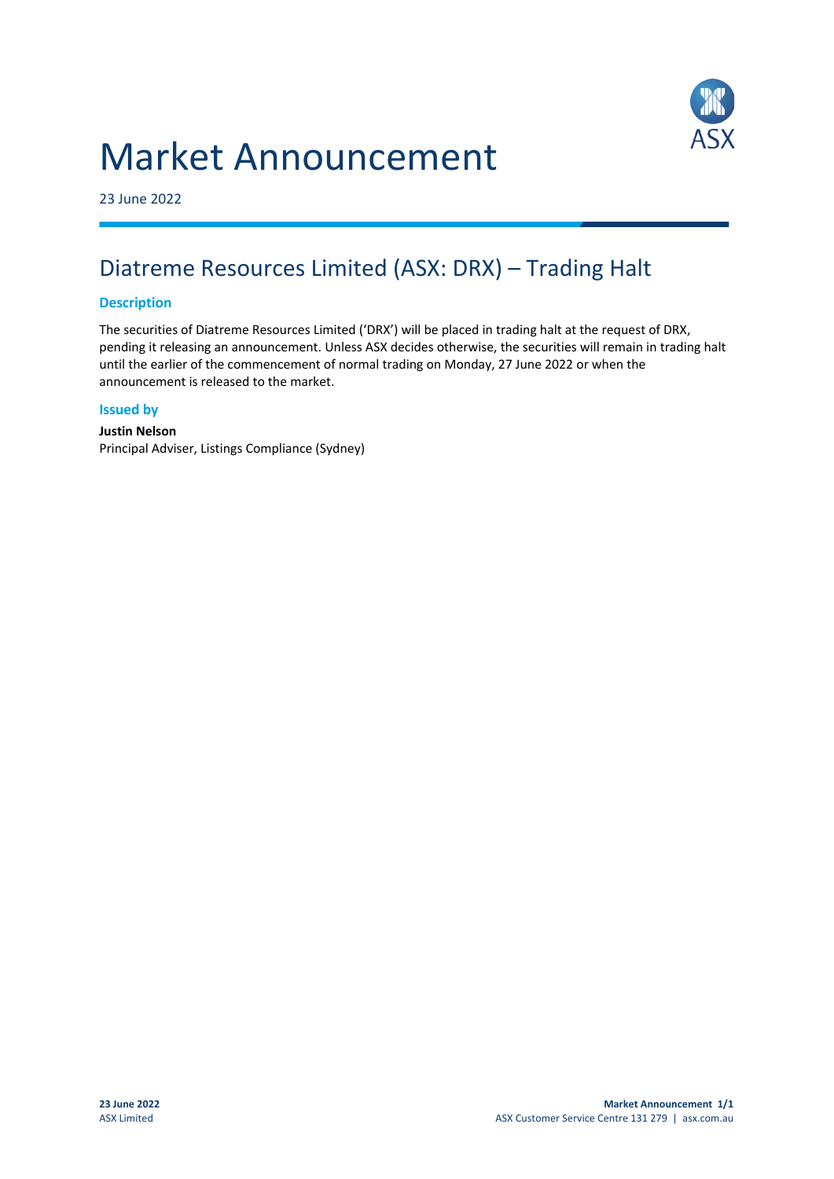# Market Announcement

23 June 2022

## Diatreme Resources Limited (ASX: DRX) – Trading Halt

### Description

The securities of Diatreme Resources Limited ('DRX') will be placed in trading halt at the request of DRX, pending it releasing an announcement. Unless ASX decides otherwise, the securities will remain in trading halt until the earlier of the commencement of normal trading on Monday, 27 June 2022 or when the announcement is released to the market.

### Issued by

**Justin Nelson**
Principal Adviser, Listings Compliance (Sydney)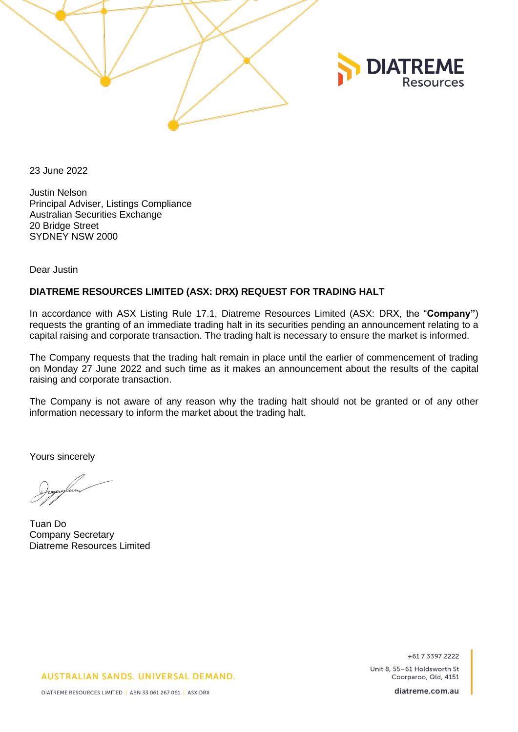23 June 2022

Justin Nelson
Principal Adviser, Listings Compliance
Australian Securities Exchange
20 Bridge Street
SYDNEY NSW 2000

Dear Justin

**DIATREME RESOURCES LIMITED (ASX: DRX) REQUEST FOR TRADING HALT**

In accordance with ASX Listing Rule 17.1, Diatreme Resources Limited (ASX: DRX, the "**Company"**) requests the granting of an immediate trading halt in its securities pending an announcement relating to a capital raising and corporate transaction. The trading halt is necessary to ensure the market is informed.

The Company requests that the trading halt remain in place until the earlier of commencement of trading on Monday 27 June 2022 and such time as it makes an announcement about the results of the capital raising and corporate transaction.

The Company is not aware of any reason why the trading halt should not be granted or of any other information necessary to inform the market about the trading halt.

Yours sincerely

Tuan Do
Company Secretary
Diatreme Resources Limited

AUSTRALIAN SANDS. UNIVERSAL DEMAND.

DIATREME RESOURCES LIMITED | ABN 33 061 267 061 | ASX:DRX

+61 7 3397 2222
Unit 8, 55–61 Holdsworth St
Coorparoo, Qld, 4151
diatreme.com.au